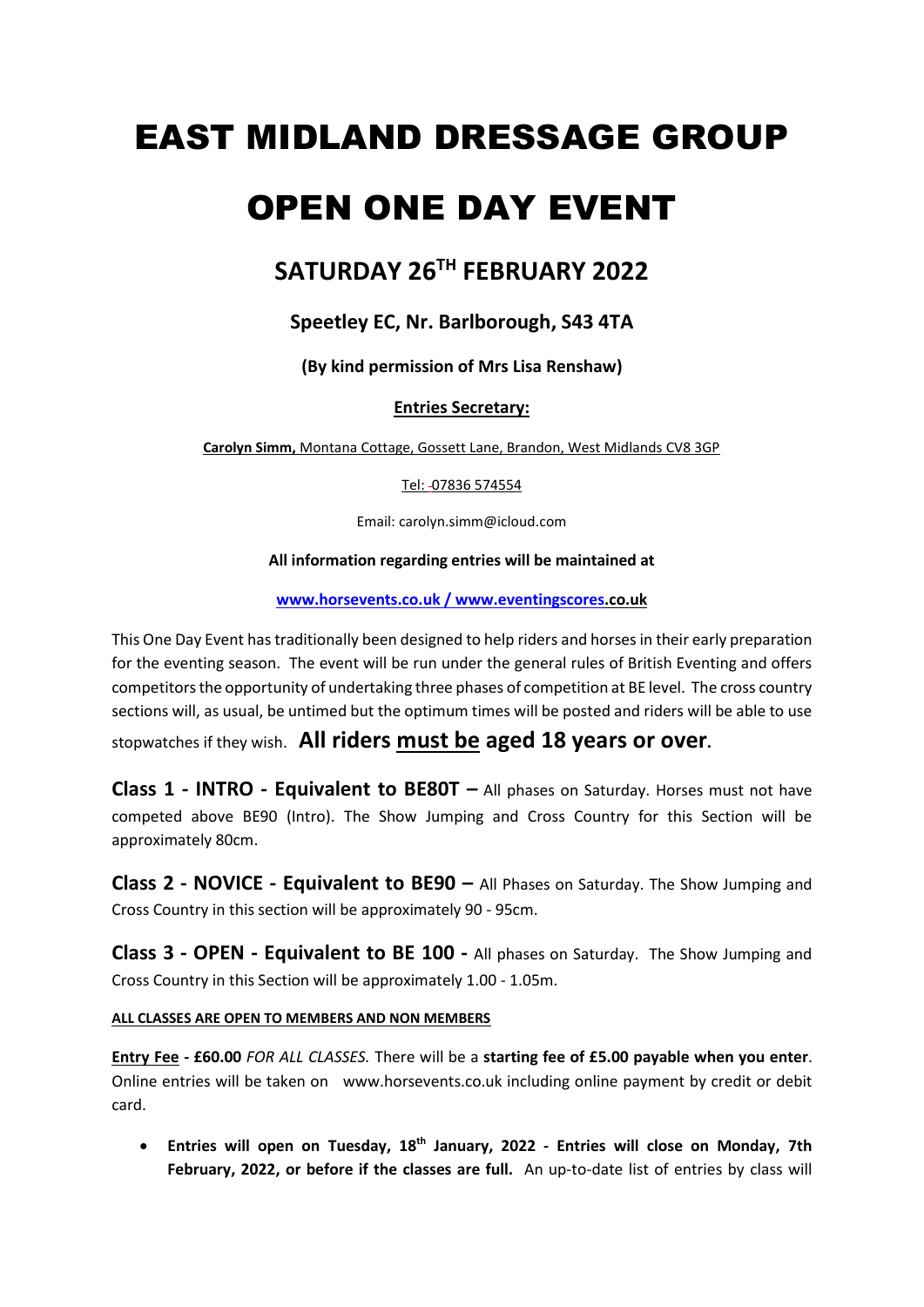# EAST MIDLAND DRESSAGE GROUP

# OPEN ONE DAY EVENT

## SATURDAY 26TH FEBRUARY 2022

### Speetley EC, Nr. Barlborough, S43 4TA

**(By kind permission of Mrs Lisa Renshaw)**

**Entries Secretary:**

**Carolyn Simm,** Montana Cottage, Gossett Lane, Brandon, West Midlands CV8 3GP

Tel: -07836 574554

Email: carolyn.simm@icloud.com

**All information regarding entries will be maintained at**

**www.horsevents.co.uk / www.eventingscores.co.uk**

This One Day Event has traditionally been designed to help riders and horses in their early preparation for the eventing season. The event will be run under the general rules of British Eventing and offers competitors the opportunity of undertaking three phases of competition at BE level. The cross country sections will, as usual, be untimed but the optimum times will be posted and riders will be able to use stopwatches if they wish. **All riders must be aged 18 years or over**.

**Class 1 - INTRO - Equivalent to BE80T –** All phases on Saturday. Horses must not have competed above BE90 (Intro). The Show Jumping and Cross Country for this Section will be approximately 80cm.

**Class 2 - NOVICE - Equivalent to BE90 –** All Phases on Saturday. The Show Jumping and Cross Country in this section will be approximately 90 - 95cm.

**Class 3 - OPEN - Equivalent to BE 100 -** All phases on Saturday. The Show Jumping and Cross Country in this Section will be approximately 1.00 - 1.05m.

**ALL CLASSES ARE OPEN TO MEMBERS AND NON MEMBERS**

**Entry Fee - £60.00** *FOR ALL CLASSES.* There will be a **starting fee of £5.00 payable when you enter**. Online entries will be taken on www.horsevents.co.uk including online payment by credit or debit card.

- **Entries will open on Tuesday, 18th January, 2022 - Entries will close on Monday, 7th February, 2022, or before if the classes are full.** An up-to-date list of entries by class will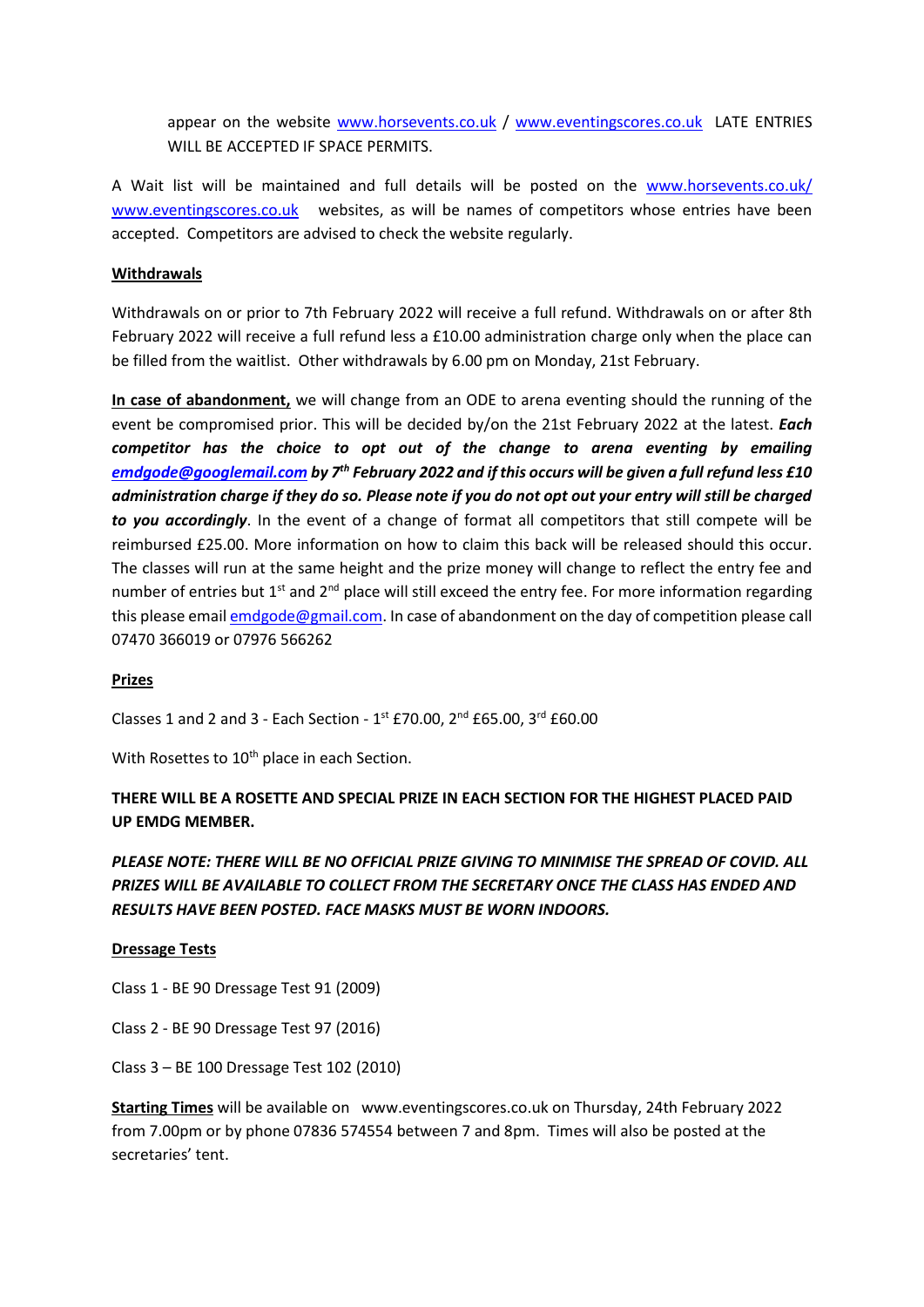appear on the website www.horsevents.co.uk / www.eventingscores.co.uk LATE ENTRIES WILL BE ACCEPTED IF SPACE PERMITS.

A Wait list will be maintained and full details will be posted on the www.horsevents.co.uk/ www.eventingscores.co.uk websites, as will be names of competitors whose entries have been accepted. Competitors are advised to check the website regularly.

**Withdrawals**

Withdrawals on or prior to 7th February 2022 will receive a full refund. Withdrawals on or after 8th February 2022 will receive a full refund less a £10.00 administration charge only when the place can be filled from the waitlist. Other withdrawals by 6.00 pm on Monday, 21st February.

**In case of abandonment,** we will change from an ODE to arena eventing should the running of the event be compromised prior. This will be decided by/on the 21st February 2022 at the latest. ***Each competitor has the choice to opt out of the change to arena eventing by emailing emdgode@googlemail.com by 7th February 2022 and if this occurs will be given a full refund less £10 administration charge if they do so. Please note if you do not opt out your entry will still be charged to you accordingly***. In the event of a change of format all competitors that still compete will be reimbursed £25.00. More information on how to claim this back will be released should this occur. The classes will run at the same height and the prize money will change to reflect the entry fee and number of entries but 1st and 2nd place will still exceed the entry fee. For more information regarding this please email emdgode@gmail.com. In case of abandonment on the day of competition please call 07470 366019 or 07976 566262

**Prizes**

Classes 1 and 2 and 3 - Each Section - 1st £70.00, 2nd £65.00, 3rd £60.00

With Rosettes to 10th place in each Section.

**THERE WILL BE A ROSETTE AND SPECIAL PRIZE IN EACH SECTION FOR THE HIGHEST PLACED PAID UP EMDG MEMBER.**

***PLEASE NOTE: THERE WILL BE NO OFFICIAL PRIZE GIVING TO MINIMISE THE SPREAD OF COVID. ALL PRIZES WILL BE AVAILABLE TO COLLECT FROM THE SECRETARY ONCE THE CLASS HAS ENDED AND RESULTS HAVE BEEN POSTED. FACE MASKS MUST BE WORN INDOORS.***

**Dressage Tests**

Class 1 - BE 90 Dressage Test 91 (2009)

Class 2 - BE 90 Dressage Test 97 (2016)

Class 3 – BE 100 Dressage Test 102 (2010)

**Starting Times** will be available on www.eventingscores.co.uk on Thursday, 24th February 2022 from 7.00pm or by phone 07836 574554 between 7 and 8pm. Times will also be posted at the secretaries' tent.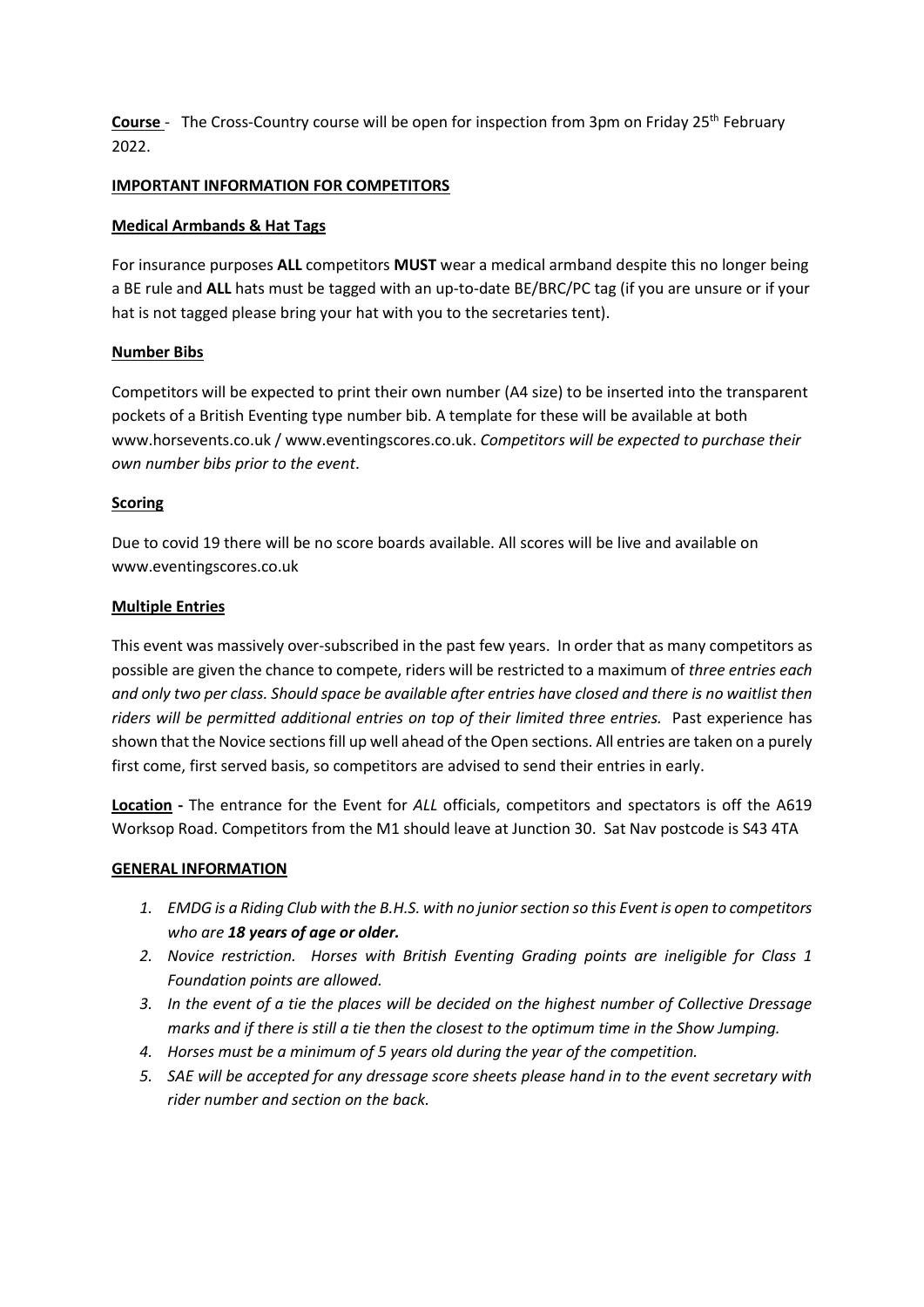**Course** - The Cross-Country course will be open for inspection from 3pm on Friday 25th February 2022.

**IMPORTANT INFORMATION FOR COMPETITORS**

**Medical Armbands & Hat Tags**

For insurance purposes **ALL** competitors **MUST** wear a medical armband despite this no longer being a BE rule and **ALL** hats must be tagged with an up-to-date BE/BRC/PC tag (if you are unsure or if your hat is not tagged please bring your hat with you to the secretaries tent).

**Number Bibs**

Competitors will be expected to print their own number (A4 size) to be inserted into the transparent pockets of a British Eventing type number bib. A template for these will be available at both www.horsevents.co.uk / www.eventingscores.co.uk. *Competitors will be expected to purchase their own number bibs prior to the event*.

**Scoring**

Due to covid 19 there will be no score boards available. All scores will be live and available on www.eventingscores.co.uk

**Multiple Entries**

This event was massively over-subscribed in the past few years. In order that as many competitors as possible are given the chance to compete, riders will be restricted to a maximum of *three entries each and only two per class. Should space be available after entries have closed and there is no waitlist then riders will be permitted additional entries on top of their limited three entries.* Past experience has shown that the Novice sections fill up well ahead of the Open sections. All entries are taken on a purely first come, first served basis, so competitors are advised to send their entries in early.

**Location -** The entrance for the Event for *ALL* officials, competitors and spectators is off the A619 Worksop Road. Competitors from the M1 should leave at Junction 30. Sat Nav postcode is S43 4TA

**GENERAL INFORMATION**

1. *EMDG is a Riding Club with the B.H.S. with no junior section so this Event is open to competitors who are **18 years of age or older.***
2. *Novice restriction. Horses with British Eventing Grading points are ineligible for Class 1 Foundation points are allowed.*
3. *In the event of a tie the places will be decided on the highest number of Collective Dressage marks and if there is still a tie then the closest to the optimum time in the Show Jumping.*
4. *Horses must be a minimum of 5 years old during the year of the competition.*
5. *SAE will be accepted for any dressage score sheets please hand in to the event secretary with rider number and section on the back.*